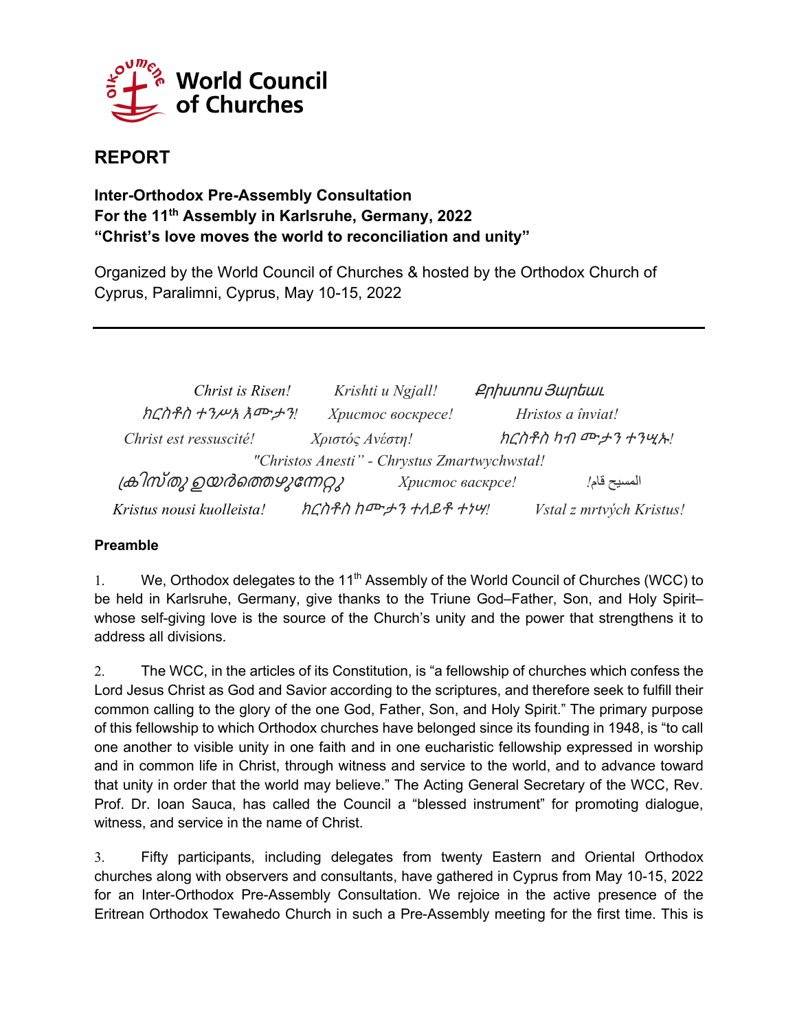World Council of Churches

# REPORT

**Inter-Orthodox Pre-Assembly Consultation**
**For the 11th Assembly in Karlsruhe, Germany, 2022**
**"Christ's love moves the world to reconciliation and unity"**

Organized by the World Council of Churches & hosted by the Orthodox Church of Cyprus, Paralimni, Cyprus, May 10-15, 2022

---

*Christ is Risen!* *Krishti u Ngjall!* Քրիստոս Յարեաւ
*ክርስቶስ ተንሥአ እሙታን!* *Христос воскресе!* *Hristos a înviat!*
*Christ est ressuscité!* *Χριστός Ανέστη!* *ክርስቶስ ካብ ሙታን ተንሢኡ!*
*"Christos Anesti" - Chrystus Zmartwychwstał!*
ക്രിസ്തു ഉയർത്തെഴുന്നേറ്റു *Христос васкрсе!* المسيح قام!
*Kristus nousi kuolleista!* *ክርስቶስ ከሙታን ተለይቶ ተነሣ!* *Vstal z mrtvých Kristus!*

## Preamble

1. We, Orthodox delegates to the 11th Assembly of the World Council of Churches (WCC) to be held in Karlsruhe, Germany, give thanks to the Triune God–Father, Son, and Holy Spirit– whose self-giving love is the source of the Church's unity and the power that strengthens it to address all divisions.

2. The WCC, in the articles of its Constitution, is "a fellowship of churches which confess the Lord Jesus Christ as God and Savior according to the scriptures, and therefore seek to fulfill their common calling to the glory of the one God, Father, Son, and Holy Spirit." The primary purpose of this fellowship to which Orthodox churches have belonged since its founding in 1948, is "to call one another to visible unity in one faith and in one eucharistic fellowship expressed in worship and in common life in Christ, through witness and service to the world, and to advance toward that unity in order that the world may believe." The Acting General Secretary of the WCC, Rev. Prof. Dr. Ioan Sauca, has called the Council a "blessed instrument" for promoting dialogue, witness, and service in the name of Christ.

3. Fifty participants, including delegates from twenty Eastern and Oriental Orthodox churches along with observers and consultants, have gathered in Cyprus from May 10-15, 2022 for an Inter-Orthodox Pre-Assembly Consultation. We rejoice in the active presence of the Eritrean Orthodox Tewahedo Church in such a Pre-Assembly meeting for the first time. This is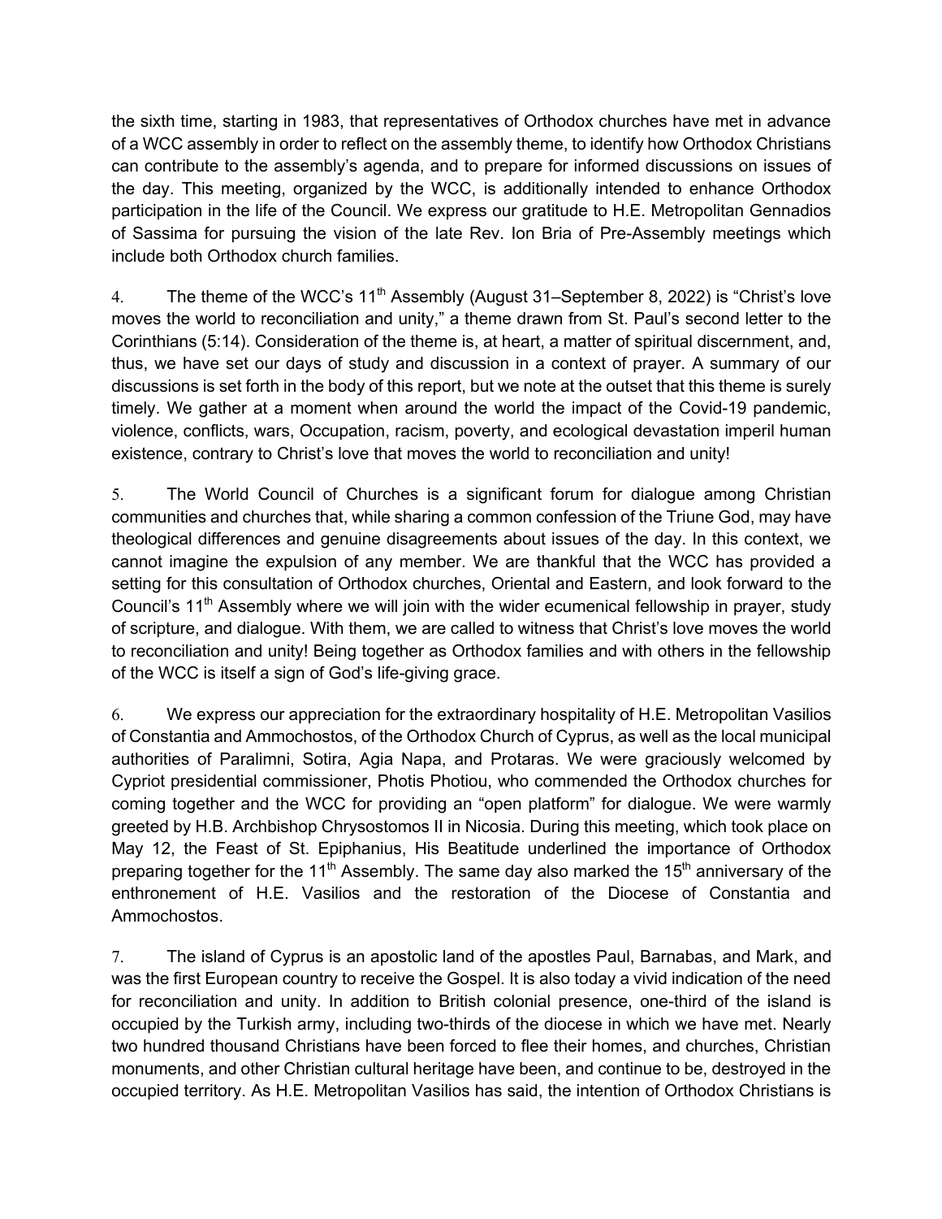the sixth time, starting in 1983, that representatives of Orthodox churches have met in advance of a WCC assembly in order to reflect on the assembly theme, to identify how Orthodox Christians can contribute to the assembly's agenda, and to prepare for informed discussions on issues of the day. This meeting, organized by the WCC, is additionally intended to enhance Orthodox participation in the life of the Council. We express our gratitude to H.E. Metropolitan Gennadios of Sassima for pursuing the vision of the late Rev. Ion Bria of Pre-Assembly meetings which include both Orthodox church families.

4. The theme of the WCC's 11th Assembly (August 31–September 8, 2022) is "Christ's love moves the world to reconciliation and unity," a theme drawn from St. Paul's second letter to the Corinthians (5:14). Consideration of the theme is, at heart, a matter of spiritual discernment, and, thus, we have set our days of study and discussion in a context of prayer. A summary of our discussions is set forth in the body of this report, but we note at the outset that this theme is surely timely. We gather at a moment when around the world the impact of the Covid-19 pandemic, violence, conflicts, wars, Occupation, racism, poverty, and ecological devastation imperil human existence, contrary to Christ's love that moves the world to reconciliation and unity!

5. The World Council of Churches is a significant forum for dialogue among Christian communities and churches that, while sharing a common confession of the Triune God, may have theological differences and genuine disagreements about issues of the day. In this context, we cannot imagine the expulsion of any member. We are thankful that the WCC has provided a setting for this consultation of Orthodox churches, Oriental and Eastern, and look forward to the Council's 11th Assembly where we will join with the wider ecumenical fellowship in prayer, study of scripture, and dialogue. With them, we are called to witness that Christ's love moves the world to reconciliation and unity! Being together as Orthodox families and with others in the fellowship of the WCC is itself a sign of God's life-giving grace.

6. We express our appreciation for the extraordinary hospitality of H.E. Metropolitan Vasilios of Constantia and Ammochostos, of the Orthodox Church of Cyprus, as well as the local municipal authorities of Paralimni, Sotira, Agia Napa, and Protaras. We were graciously welcomed by Cypriot presidential commissioner, Photis Photiou, who commended the Orthodox churches for coming together and the WCC for providing an "open platform" for dialogue. We were warmly greeted by H.B. Archbishop Chrysostomos II in Nicosia. During this meeting, which took place on May 12, the Feast of St. Epiphanius, His Beatitude underlined the importance of Orthodox preparing together for the 11th Assembly. The same day also marked the 15th anniversary of the enthronement of H.E. Vasilios and the restoration of the Diocese of Constantia and Ammochostos.

7. The island of Cyprus is an apostolic land of the apostles Paul, Barnabas, and Mark, and was the first European country to receive the Gospel. It is also today a vivid indication of the need for reconciliation and unity. In addition to British colonial presence, one-third of the island is occupied by the Turkish army, including two-thirds of the diocese in which we have met. Nearly two hundred thousand Christians have been forced to flee their homes, and churches, Christian monuments, and other Christian cultural heritage have been, and continue to be, destroyed in the occupied territory. As H.E. Metropolitan Vasilios has said, the intention of Orthodox Christians is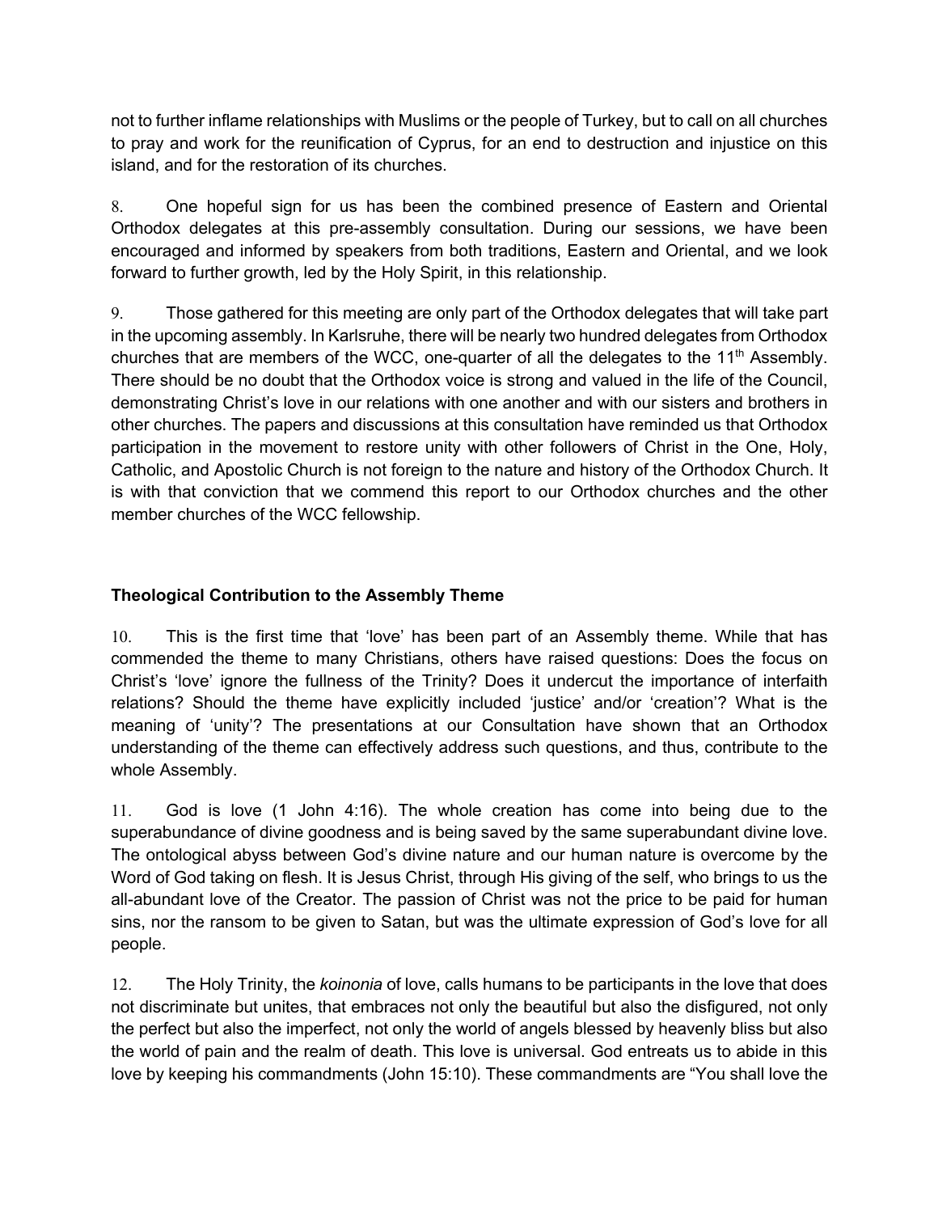not to further inflame relationships with Muslims or the people of Turkey, but to call on all churches to pray and work for the reunification of Cyprus, for an end to destruction and injustice on this island, and for the restoration of its churches.

8. One hopeful sign for us has been the combined presence of Eastern and Oriental Orthodox delegates at this pre-assembly consultation. During our sessions, we have been encouraged and informed by speakers from both traditions, Eastern and Oriental, and we look forward to further growth, led by the Holy Spirit, in this relationship.

9. Those gathered for this meeting are only part of the Orthodox delegates that will take part in the upcoming assembly. In Karlsruhe, there will be nearly two hundred delegates from Orthodox churches that are members of the WCC, one-quarter of all the delegates to the 11th Assembly. There should be no doubt that the Orthodox voice is strong and valued in the life of the Council, demonstrating Christ's love in our relations with one another and with our sisters and brothers in other churches. The papers and discussions at this consultation have reminded us that Orthodox participation in the movement to restore unity with other followers of Christ in the One, Holy, Catholic, and Apostolic Church is not foreign to the nature and history of the Orthodox Church. It is with that conviction that we commend this report to our Orthodox churches and the other member churches of the WCC fellowship.

## Theological Contribution to the Assembly Theme

10. This is the first time that 'love' has been part of an Assembly theme. While that has commended the theme to many Christians, others have raised questions: Does the focus on Christ's 'love' ignore the fullness of the Trinity? Does it undercut the importance of interfaith relations? Should the theme have explicitly included 'justice' and/or 'creation'? What is the meaning of 'unity'? The presentations at our Consultation have shown that an Orthodox understanding of the theme can effectively address such questions, and thus, contribute to the whole Assembly.

11. God is love (1 John 4:16). The whole creation has come into being due to the superabundance of divine goodness and is being saved by the same superabundant divine love. The ontological abyss between God's divine nature and our human nature is overcome by the Word of God taking on flesh. It is Jesus Christ, through His giving of the self, who brings to us the all-abundant love of the Creator. The passion of Christ was not the price to be paid for human sins, nor the ransom to be given to Satan, but was the ultimate expression of God's love for all people.

12. The Holy Trinity, the *koinonia* of love, calls humans to be participants in the love that does not discriminate but unites, that embraces not only the beautiful but also the disfigured, not only the perfect but also the imperfect, not only the world of angels blessed by heavenly bliss but also the world of pain and the realm of death. This love is universal. God entreats us to abide in this love by keeping his commandments (John 15:10). These commandments are "You shall love the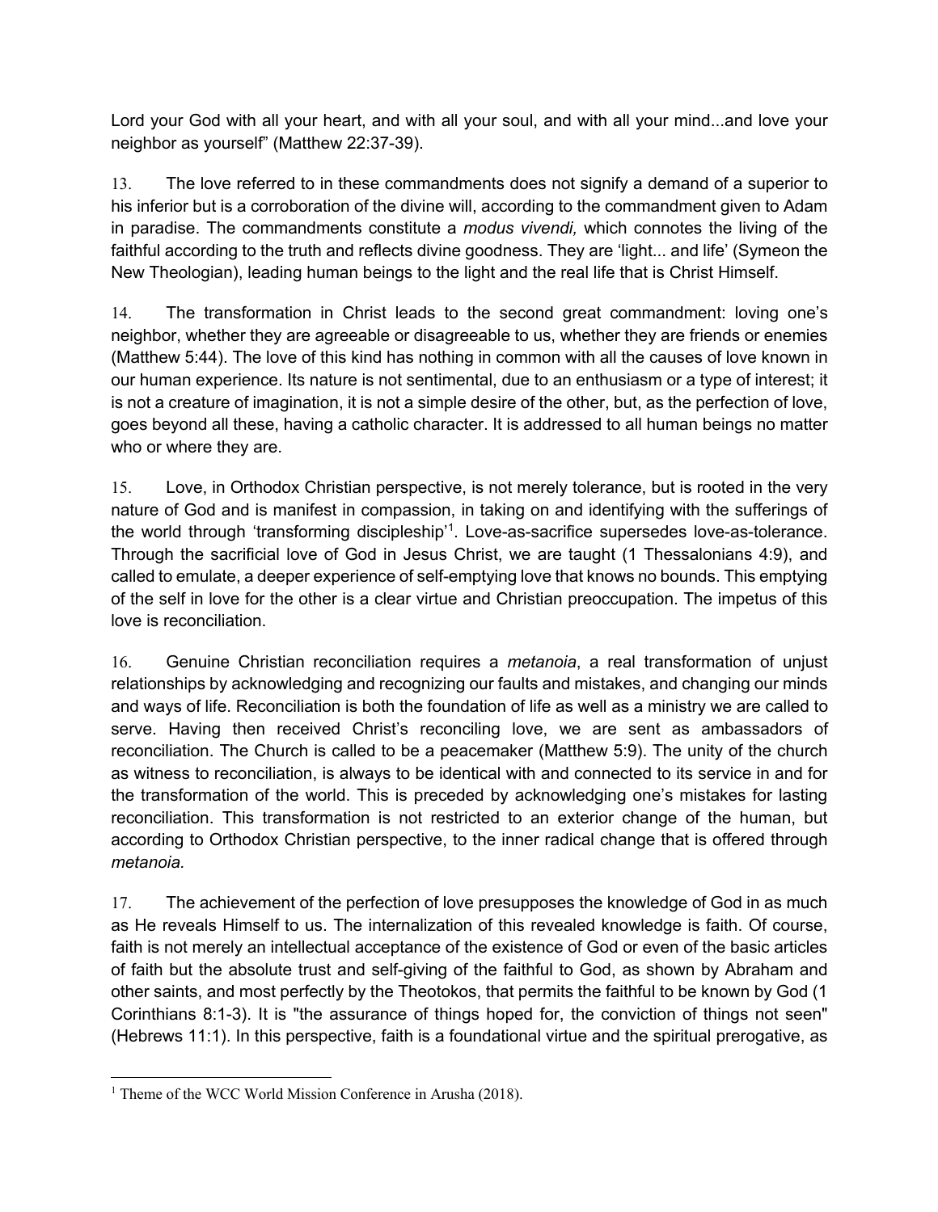Lord your God with all your heart, and with all your soul, and with all your mind...and love your neighbor as yourself" (Matthew 22:37-39).

13. The love referred to in these commandments does not signify a demand of a superior to his inferior but is a corroboration of the divine will, according to the commandment given to Adam in paradise. The commandments constitute a *modus vivendi,* which connotes the living of the faithful according to the truth and reflects divine goodness. They are 'light... and life' (Symeon the New Theologian), leading human beings to the light and the real life that is Christ Himself.

14. The transformation in Christ leads to the second great commandment: loving one's neighbor, whether they are agreeable or disagreeable to us, whether they are friends or enemies (Matthew 5:44). The love of this kind has nothing in common with all the causes of love known in our human experience. Its nature is not sentimental, due to an enthusiasm or a type of interest; it is not a creature of imagination, it is not a simple desire of the other, but, as the perfection of love, goes beyond all these, having a catholic character. It is addressed to all human beings no matter who or where they are.

15. Love, in Orthodox Christian perspective, is not merely tolerance, but is rooted in the very nature of God and is manifest in compassion, in taking on and identifying with the sufferings of the world through 'transforming discipleship'[1]. Love-as-sacrifice supersedes love-as-tolerance. Through the sacrificial love of God in Jesus Christ, we are taught (1 Thessalonians 4:9), and called to emulate, a deeper experience of self-emptying love that knows no bounds. This emptying of the self in love for the other is a clear virtue and Christian preoccupation. The impetus of this love is reconciliation.

16. Genuine Christian reconciliation requires a *metanoia*, a real transformation of unjust relationships by acknowledging and recognizing our faults and mistakes, and changing our minds and ways of life. Reconciliation is both the foundation of life as well as a ministry we are called to serve. Having then received Christ's reconciling love, we are sent as ambassadors of reconciliation. The Church is called to be a peacemaker (Matthew 5:9). The unity of the church as witness to reconciliation, is always to be identical with and connected to its service in and for the transformation of the world. This is preceded by acknowledging one's mistakes for lasting reconciliation. This transformation is not restricted to an exterior change of the human, but according to Orthodox Christian perspective, to the inner radical change that is offered through *metanoia.*

17. The achievement of the perfection of love presupposes the knowledge of God in as much as He reveals Himself to us. The internalization of this revealed knowledge is faith. Of course, faith is not merely an intellectual acceptance of the existence of God or even of the basic articles of faith but the absolute trust and self-giving of the faithful to God, as shown by Abraham and other saints, and most perfectly by the Theotokos, that permits the faithful to be known by God (1 Corinthians 8:1-3). It is "the assurance of things hoped for, the conviction of things not seen" (Hebrews 11:1). In this perspective, faith is a foundational virtue and the spiritual prerogative, as

[1] Theme of the WCC World Mission Conference in Arusha (2018).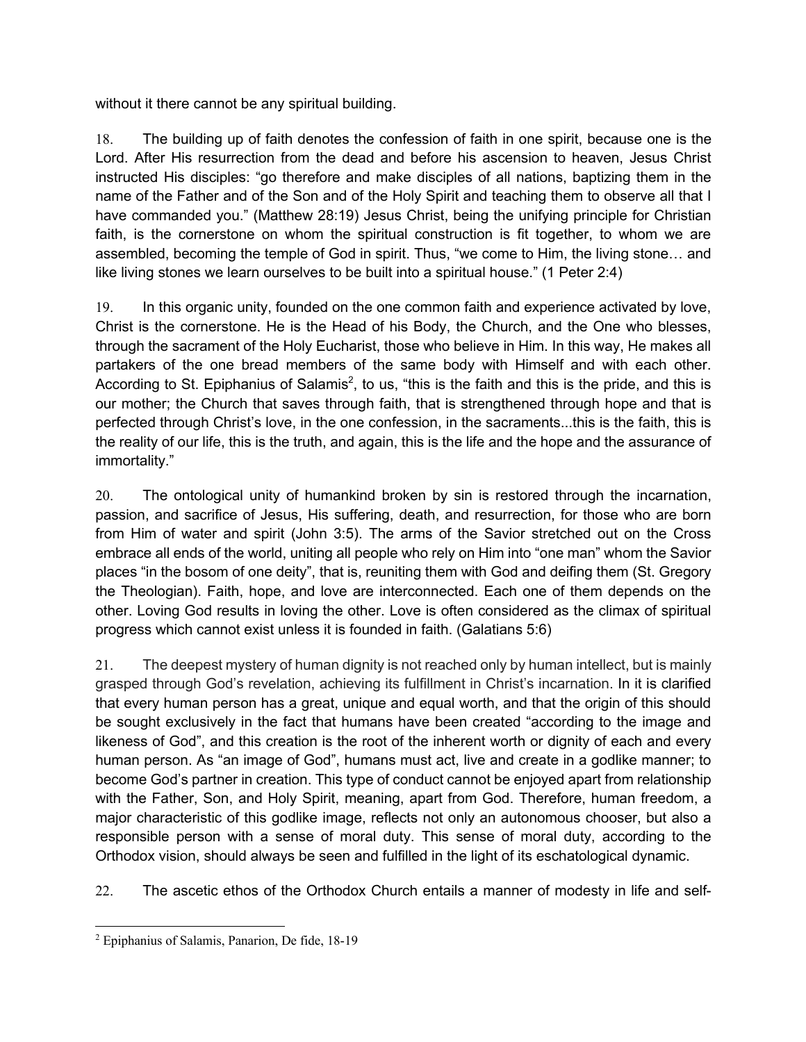without it there cannot be any spiritual building.

18. The building up of faith denotes the confession of faith in one spirit, because one is the Lord. After His resurrection from the dead and before his ascension to heaven, Jesus Christ instructed His disciples: "go therefore and make disciples of all nations, baptizing them in the name of the Father and of the Son and of the Holy Spirit and teaching them to observe all that I have commanded you." (Matthew 28:19) Jesus Christ, being the unifying principle for Christian faith, is the cornerstone on whom the spiritual construction is fit together, to whom we are assembled, becoming the temple of God in spirit. Thus, "we come to Him, the living stone… and like living stones we learn ourselves to be built into a spiritual house." (1 Peter 2:4)

19. In this organic unity, founded on the one common faith and experience activated by love, Christ is the cornerstone. He is the Head of his Body, the Church, and the One who blesses, through the sacrament of the Holy Eucharist, those who believe in Him. In this way, He makes all partakers of the one bread members of the same body with Himself and with each other. According to St. Epiphanius of Salamis[2], to us, "this is the faith and this is the pride, and this is our mother; the Church that saves through faith, that is strengthened through hope and that is perfected through Christ's love, in the one confession, in the sacraments...this is the faith, this is the reality of our life, this is the truth, and again, this is the life and the hope and the assurance of immortality."

20. The ontological unity of humankind broken by sin is restored through the incarnation, passion, and sacrifice of Jesus, His suffering, death, and resurrection, for those who are born from Him of water and spirit (John 3:5). The arms of the Savior stretched out on the Cross embrace all ends of the world, uniting all people who rely on Him into "one man" whom the Savior places "in the bosom of one deity", that is, reuniting them with God and deifing them (St. Gregory the Theologian). Faith, hope, and love are interconnected. Each one of them depends on the other. Loving God results in loving the other. Love is often considered as the climax of spiritual progress which cannot exist unless it is founded in faith. (Galatians 5:6)

21. The deepest mystery of human dignity is not reached only by human intellect, but is mainly grasped through God's revelation, achieving its fulfillment in Christ's incarnation. In it is clarified that every human person has a great, unique and equal worth, and that the origin of this should be sought exclusively in the fact that humans have been created "according to the image and likeness of God", and this creation is the root of the inherent worth or dignity of each and every human person. As "an image of God", humans must act, live and create in a godlike manner; to become God's partner in creation. This type of conduct cannot be enjoyed apart from relationship with the Father, Son, and Holy Spirit, meaning, apart from God. Therefore, human freedom, a major characteristic of this godlike image, reflects not only an autonomous chooser, but also a responsible person with a sense of moral duty. This sense of moral duty, according to the Orthodox vision, should always be seen and fulfilled in the light of its eschatological dynamic.

22. The ascetic ethos of the Orthodox Church entails a manner of modesty in life and self-

[2] Epiphanius of Salamis, Panarion, De fide, 18-19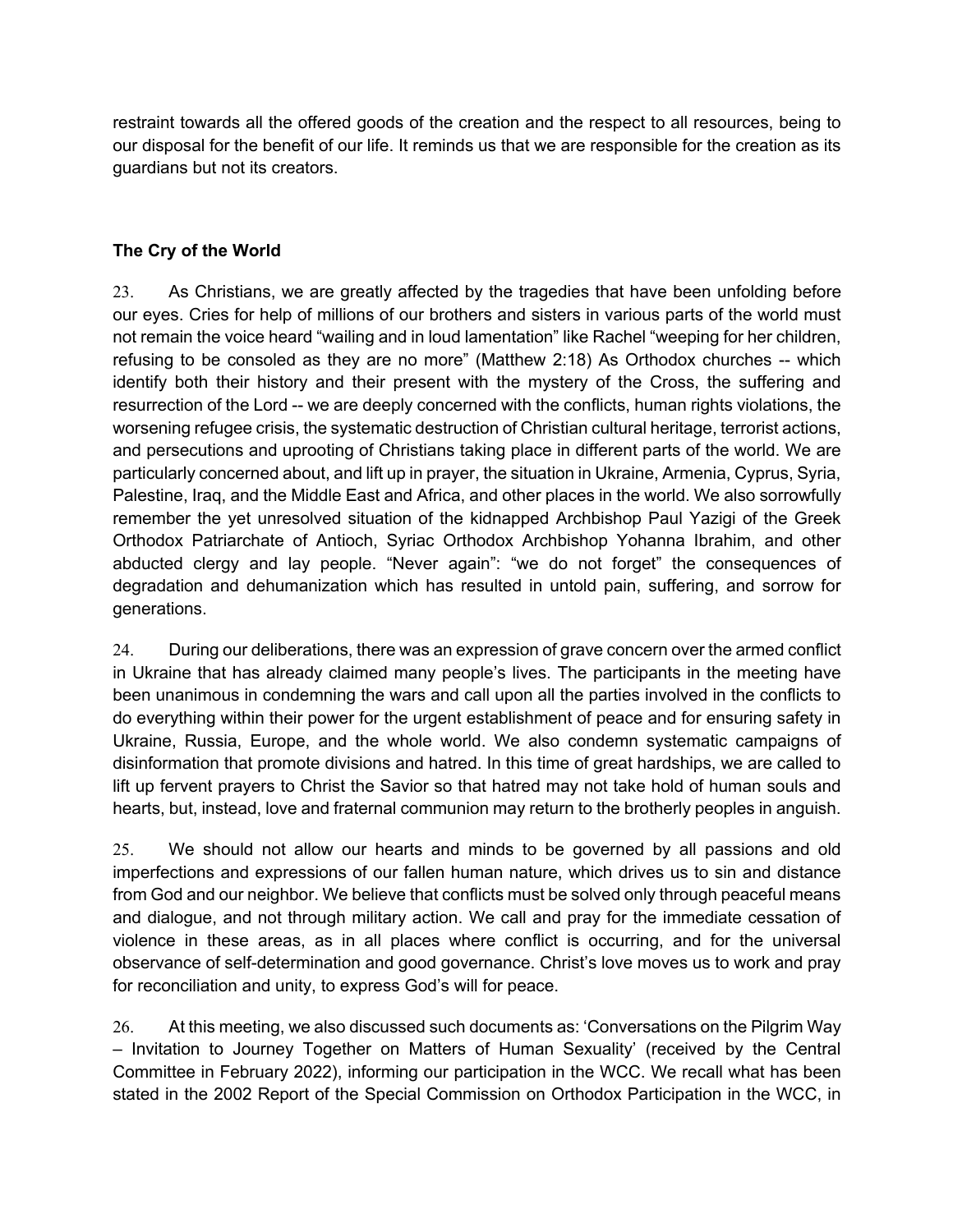restraint towards all the offered goods of the creation and the respect to all resources, being to our disposal for the benefit of our life. It reminds us that we are responsible for the creation as its guardians but not its creators.

### The Cry of the World

23. As Christians, we are greatly affected by the tragedies that have been unfolding before our eyes. Cries for help of millions of our brothers and sisters in various parts of the world must not remain the voice heard "wailing and in loud lamentation" like Rachel "weeping for her children, refusing to be consoled as they are no more" (Matthew 2:18) As Orthodox churches -- which identify both their history and their present with the mystery of the Cross, the suffering and resurrection of the Lord -- we are deeply concerned with the conflicts, human rights violations, the worsening refugee crisis, the systematic destruction of Christian cultural heritage, terrorist actions, and persecutions and uprooting of Christians taking place in different parts of the world. We are particularly concerned about, and lift up in prayer, the situation in Ukraine, Armenia, Cyprus, Syria, Palestine, Iraq, and the Middle East and Africa, and other places in the world. We also sorrowfully remember the yet unresolved situation of the kidnapped Archbishop Paul Yazigi of the Greek Orthodox Patriarchate of Antioch, Syriac Orthodox Archbishop Yohanna Ibrahim, and other abducted clergy and lay people. "Never again": "we do not forget" the consequences of degradation and dehumanization which has resulted in untold pain, suffering, and sorrow for generations.

24. During our deliberations, there was an expression of grave concern over the armed conflict in Ukraine that has already claimed many people's lives. The participants in the meeting have been unanimous in condemning the wars and call upon all the parties involved in the conflicts to do everything within their power for the urgent establishment of peace and for ensuring safety in Ukraine, Russia, Europe, and the whole world. We also condemn systematic campaigns of disinformation that promote divisions and hatred. In this time of great hardships, we are called to lift up fervent prayers to Christ the Savior so that hatred may not take hold of human souls and hearts, but, instead, love and fraternal communion may return to the brotherly peoples in anguish.

25. We should not allow our hearts and minds to be governed by all passions and old imperfections and expressions of our fallen human nature, which drives us to sin and distance from God and our neighbor. We believe that conflicts must be solved only through peaceful means and dialogue, and not through military action. We call and pray for the immediate cessation of violence in these areas, as in all places where conflict is occurring, and for the universal observance of self-determination and good governance. Christ's love moves us to work and pray for reconciliation and unity, to express God's will for peace.

26. At this meeting, we also discussed such documents as: 'Conversations on the Pilgrim Way – Invitation to Journey Together on Matters of Human Sexuality' (received by the Central Committee in February 2022), informing our participation in the WCC. We recall what has been stated in the 2002 Report of the Special Commission on Orthodox Participation in the WCC, in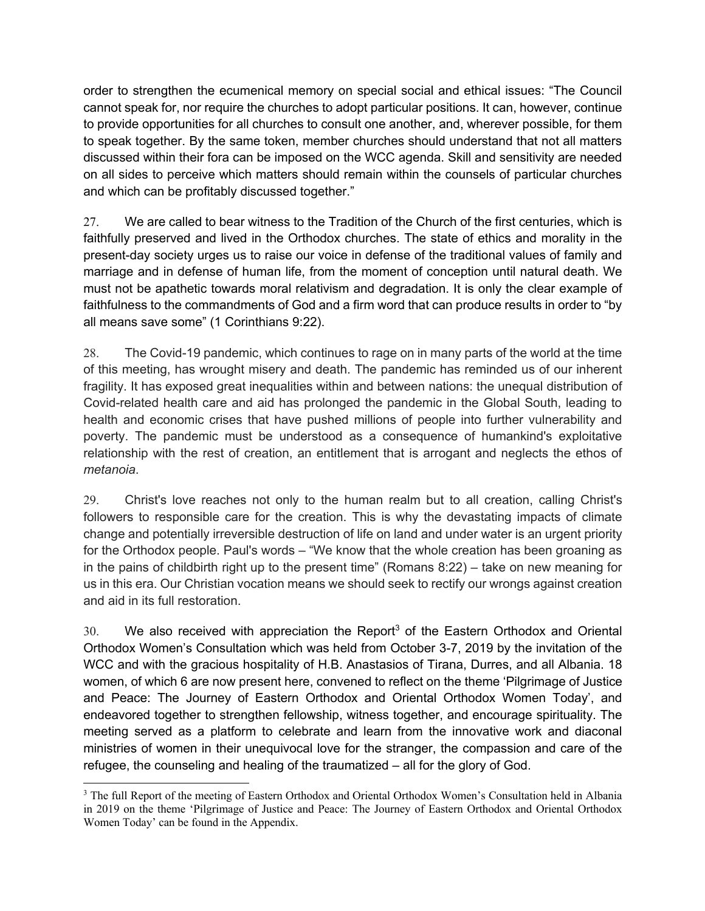order to strengthen the ecumenical memory on special social and ethical issues: "The Council cannot speak for, nor require the churches to adopt particular positions. It can, however, continue to provide opportunities for all churches to consult one another, and, wherever possible, for them to speak together. By the same token, member churches should understand that not all matters discussed within their fora can be imposed on the WCC agenda. Skill and sensitivity are needed on all sides to perceive which matters should remain within the counsels of particular churches and which can be profitably discussed together."

27. We are called to bear witness to the Tradition of the Church of the first centuries, which is faithfully preserved and lived in the Orthodox churches. The state of ethics and morality in the present-day society urges us to raise our voice in defense of the traditional values of family and marriage and in defense of human life, from the moment of conception until natural death. We must not be apathetic towards moral relativism and degradation. It is only the clear example of faithfulness to the commandments of God and a firm word that can produce results in order to "by all means save some" (1 Corinthians 9:22).

28. The Covid-19 pandemic, which continues to rage on in many parts of the world at the time of this meeting, has wrought misery and death. The pandemic has reminded us of our inherent fragility. It has exposed great inequalities within and between nations: the unequal distribution of Covid-related health care and aid has prolonged the pandemic in the Global South, leading to health and economic crises that have pushed millions of people into further vulnerability and poverty. The pandemic must be understood as a consequence of humankind's exploitative relationship with the rest of creation, an entitlement that is arrogant and neglects the ethos of *metanoia*.

29. Christ's love reaches not only to the human realm but to all creation, calling Christ's followers to responsible care for the creation. This is why the devastating impacts of climate change and potentially irreversible destruction of life on land and under water is an urgent priority for the Orthodox people. Paul's words – "We know that the whole creation has been groaning as in the pains of childbirth right up to the present time" (Romans 8:22) – take on new meaning for us in this era. Our Christian vocation means we should seek to rectify our wrongs against creation and aid in its full restoration.

30. We also received with appreciation the Report[3] of the Eastern Orthodox and Oriental Orthodox Women's Consultation which was held from October 3-7, 2019 by the invitation of the WCC and with the gracious hospitality of H.B. Anastasios of Tirana, Durres, and all Albania. 18 women, of which 6 are now present here, convened to reflect on the theme 'Pilgrimage of Justice and Peace: The Journey of Eastern Orthodox and Oriental Orthodox Women Today', and endeavored together to strengthen fellowship, witness together, and encourage spirituality. The meeting served as a platform to celebrate and learn from the innovative work and diaconal ministries of women in their unequivocal love for the stranger, the compassion and care of the refugee, the counseling and healing of the traumatized – all for the glory of God.

---

[3] The full Report of the meeting of Eastern Orthodox and Oriental Orthodox Women's Consultation held in Albania in 2019 on the theme 'Pilgrimage of Justice and Peace: The Journey of Eastern Orthodox and Oriental Orthodox Women Today' can be found in the Appendix.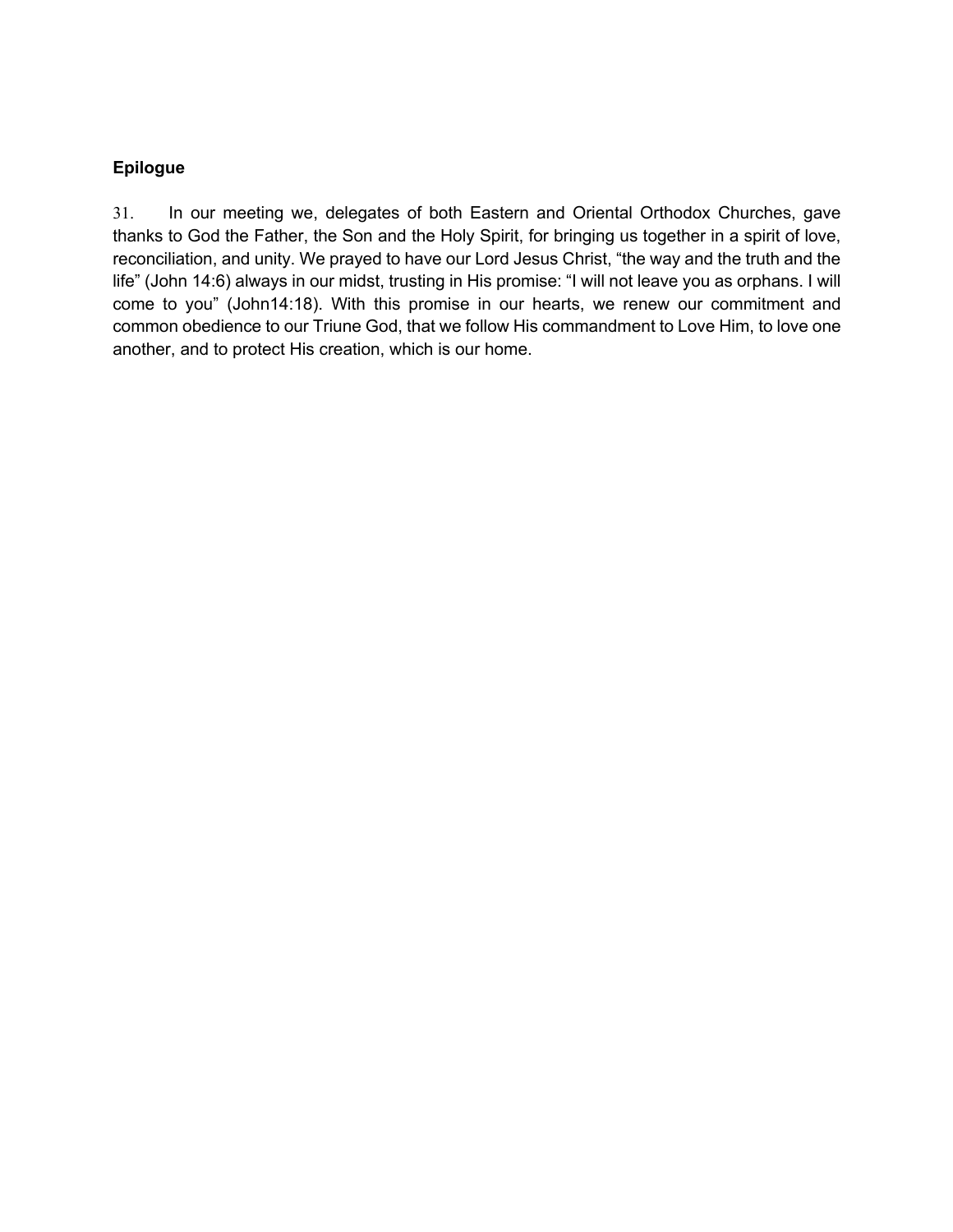## Epilogue

31. In our meeting we, delegates of both Eastern and Oriental Orthodox Churches, gave thanks to God the Father, the Son and the Holy Spirit, for bringing us together in a spirit of love, reconciliation, and unity. We prayed to have our Lord Jesus Christ, "the way and the truth and the life" (John 14:6) always in our midst, trusting in His promise: "I will not leave you as orphans. I will come to you" (John14:18). With this promise in our hearts, we renew our commitment and common obedience to our Triune God, that we follow His commandment to Love Him, to love one another, and to protect His creation, which is our home.